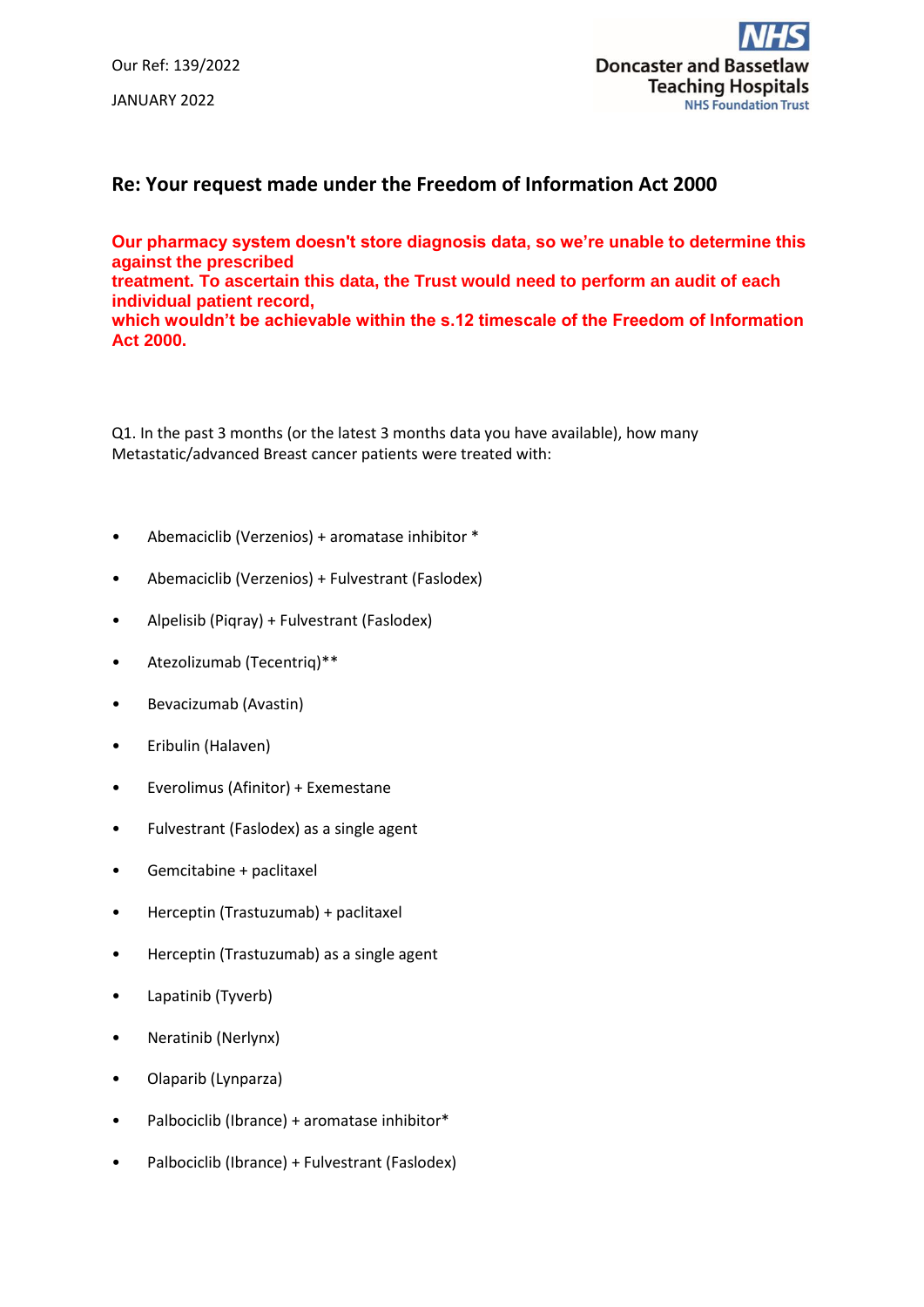Our Ref: 139/2022

JANUARY 2022

Doncaster and Bassetlaw Teaching Hospitals
NHS Foundation Trust

## Re: Your request made under the Freedom of Information Act 2000

**Our pharmacy system doesn't store diagnosis data, so we're unable to determine this against the prescribed treatment. To ascertain this data, the Trust would need to perform an audit of each individual patient record, which wouldn't be achievable within the s.12 timescale of the Freedom of Information Act 2000.**

Q1. In the past 3 months (or the latest 3 months data you have available), how many Metastatic/advanced Breast cancer patients were treated with:

- Abemaciclib (Verzenios) + aromatase inhibitor *
- Abemaciclib (Verzenios) + Fulvestrant (Faslodex)
- Alpelisib (Piqray) + Fulvestrant (Faslodex)
- Atezolizumab (Tecentriq)**
- Bevacizumab (Avastin)
- Eribulin (Halaven)
- Everolimus (Afinitor) + Exemestane
- Fulvestrant (Faslodex) as a single agent
- Gemcitabine + paclitaxel
- Herceptin (Trastuzumab) + paclitaxel
- Herceptin (Trastuzumab) as a single agent
- Lapatinib (Tyverb)
- Neratinib (Nerlynx)
- Olaparib (Lynparza)
- Palbociclib (Ibrance) + aromatase inhibitor*
- Palbociclib (Ibrance) + Fulvestrant (Faslodex)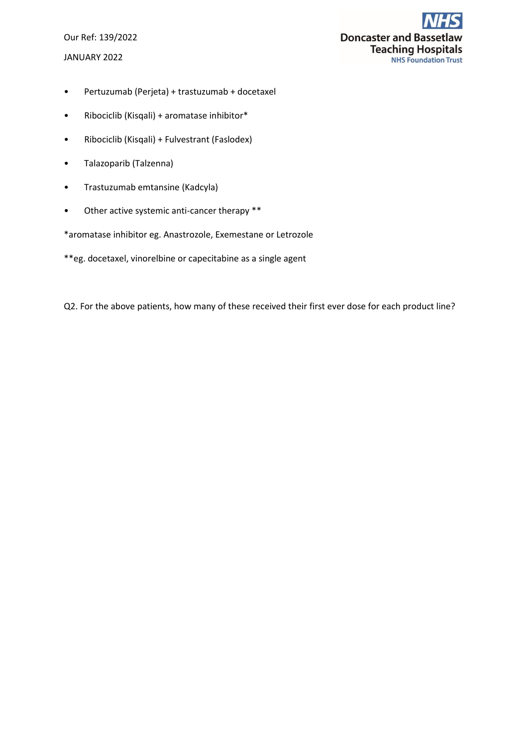- Pertuzumab (Perjeta) + trastuzumab + docetaxel
- Ribociclib (Kisqali) + aromatase inhibitor*
- Ribociclib (Kisqali) + Fulvestrant (Faslodex)
- Talazoparib (Talzenna)
- Trastuzumab emtansine (Kadcyla)
- Other active systemic anti-cancer therapy **

*aromatase inhibitor eg. Anastrozole, Exemestane or Letrozole

**eg. docetaxel, vinorelbine or capecitabine as a single agent

Q2. For the above patients, how many of these received their first ever dose for each product line?